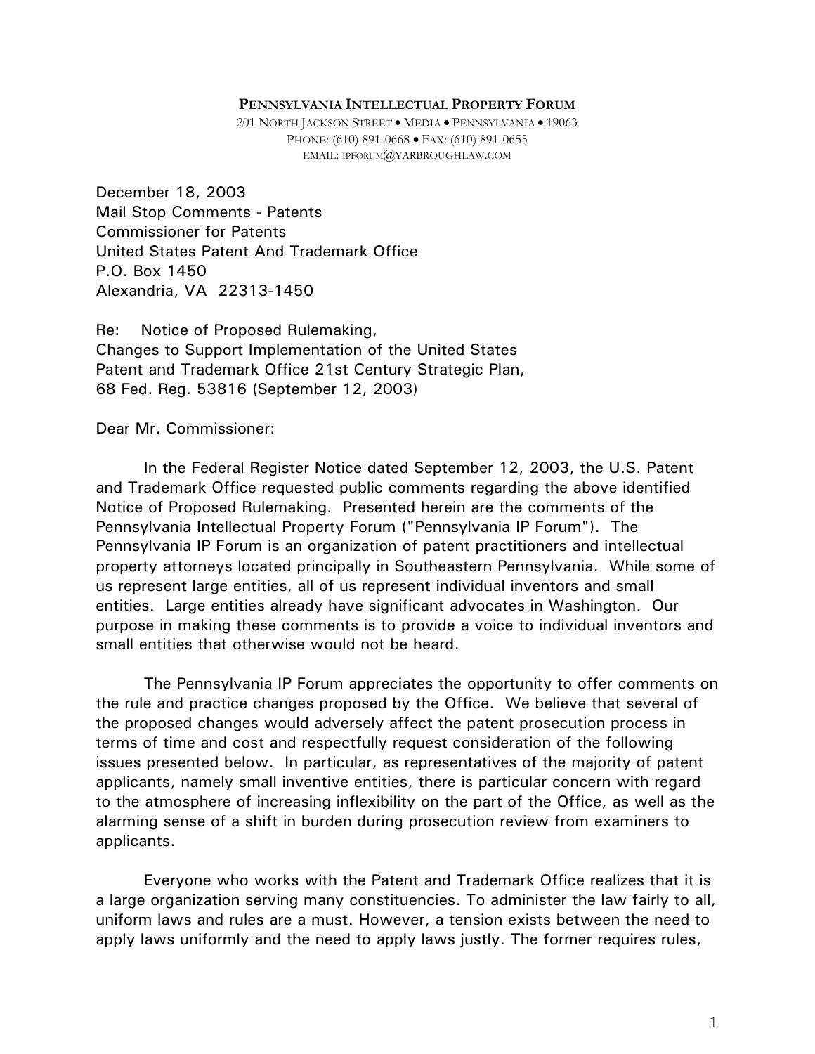**PENNSYLVANIA INTELLECTUAL PROPERTY FORUM**

201 NORTH JACKSON STREET • MEDIA • PENNSYLVANIA • 19063
PHONE: (610) 891-0668 • FAX: (610) 891-0655
EMAIL: IPFORUM@YARBROUGHLAW.COM

December 18, 2003
Mail Stop Comments - Patents
Commissioner for Patents
United States Patent And Trademark Office
P.O. Box 1450
Alexandria, VA 22313-1450

Re: Notice of Proposed Rulemaking,
Changes to Support Implementation of the United States Patent and Trademark Office 21st Century Strategic Plan,
68 Fed. Reg. 53816 (September 12, 2003)

Dear Mr. Commissioner:

In the Federal Register Notice dated September 12, 2003, the U.S. Patent and Trademark Office requested public comments regarding the above identified Notice of Proposed Rulemaking. Presented herein are the comments of the Pennsylvania Intellectual Property Forum ("Pennsylvania IP Forum"). The Pennsylvania IP Forum is an organization of patent practitioners and intellectual property attorneys located principally in Southeastern Pennsylvania. While some of us represent large entities, all of us represent individual inventors and small entities. Large entities already have significant advocates in Washington. Our purpose in making these comments is to provide a voice to individual inventors and small entities that otherwise would not be heard.

The Pennsylvania IP Forum appreciates the opportunity to offer comments on the rule and practice changes proposed by the Office. We believe that several of the proposed changes would adversely affect the patent prosecution process in terms of time and cost and respectfully request consideration of the following issues presented below. In particular, as representatives of the majority of patent applicants, namely small inventive entities, there is particular concern with regard to the atmosphere of increasing inflexibility on the part of the Office, as well as the alarming sense of a shift in burden during prosecution review from examiners to applicants.

Everyone who works with the Patent and Trademark Office realizes that it is a large organization serving many constituencies. To administer the law fairly to all, uniform laws and rules are a must. However, a tension exists between the need to apply laws uniformly and the need to apply laws justly. The former requires rules,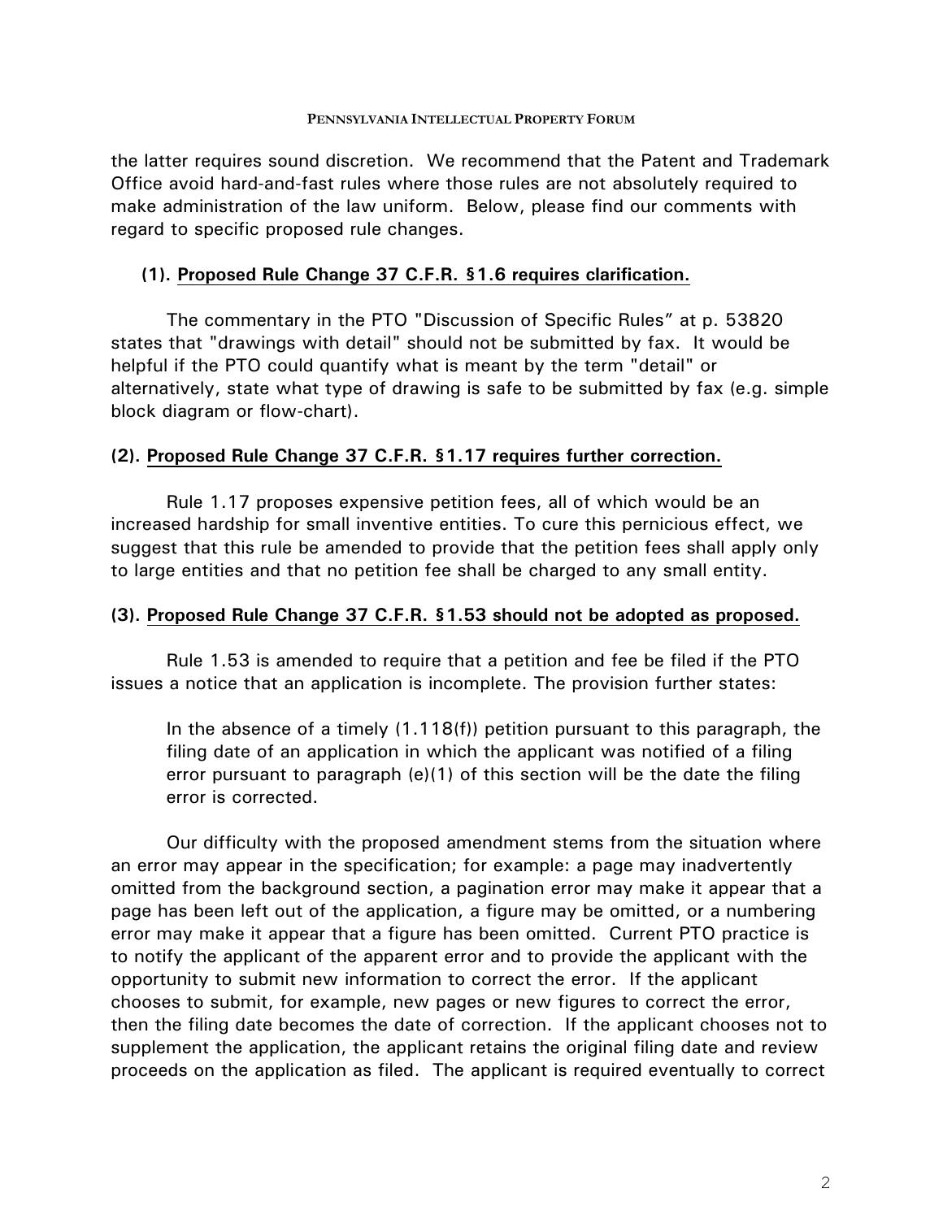the latter requires sound discretion. We recommend that the Patent and Trademark Office avoid hard-and-fast rules where those rules are not absolutely required to make administration of the law uniform. Below, please find our comments with regard to specific proposed rule changes.

**(1). Proposed Rule Change 37 C.F.R. §1.6 requires clarification.**

The commentary in the PTO "Discussion of Specific Rules" at p. 53820 states that "drawings with detail" should not be submitted by fax. It would be helpful if the PTO could quantify what is meant by the term "detail" or alternatively, state what type of drawing is safe to be submitted by fax (e.g. simple block diagram or flow-chart).

**(2). Proposed Rule Change 37 C.F.R. §1.17 requires further correction.**

Rule 1.17 proposes expensive petition fees, all of which would be an increased hardship for small inventive entities. To cure this pernicious effect, we suggest that this rule be amended to provide that the petition fees shall apply only to large entities and that no petition fee shall be charged to any small entity.

**(3). Proposed Rule Change 37 C.F.R. §1.53 should not be adopted as proposed.**

Rule 1.53 is amended to require that a petition and fee be filed if the PTO issues a notice that an application is incomplete. The provision further states:

> In the absence of a timely (1.118(f)) petition pursuant to this paragraph, the filing date of an application in which the applicant was notified of a filing error pursuant to paragraph (e)(1) of this section will be the date the filing error is corrected.

Our difficulty with the proposed amendment stems from the situation where an error may appear in the specification; for example: a page may inadvertently omitted from the background section, a pagination error may make it appear that a page has been left out of the application, a figure may be omitted, or a numbering error may make it appear that a figure has been omitted. Current PTO practice is to notify the applicant of the apparent error and to provide the applicant with the opportunity to submit new information to correct the error. If the applicant chooses to submit, for example, new pages or new figures to correct the error, then the filing date becomes the date of correction. If the applicant chooses not to supplement the application, the applicant retains the original filing date and review proceeds on the application as filed. The applicant is required eventually to correct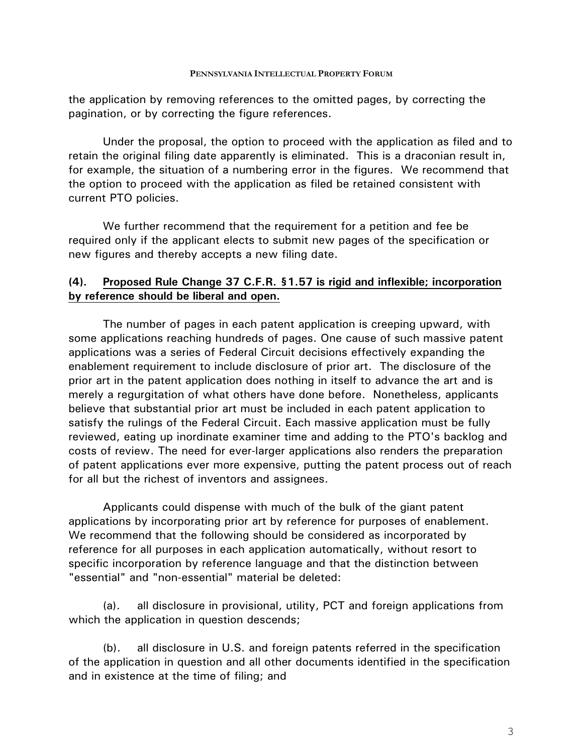the application by removing references to the omitted pages, by correcting the pagination, or by correcting the figure references.

Under the proposal, the option to proceed with the application as filed and to retain the original filing date apparently is eliminated. This is a draconian result in, for example, the situation of a numbering error in the figures. We recommend that the option to proceed with the application as filed be retained consistent with current PTO policies.

We further recommend that the requirement for a petition and fee be required only if the applicant elects to submit new pages of the specification or new figures and thereby accepts a new filing date.

### (4). Proposed Rule Change 37 C.F.R. §1.57 is rigid and inflexible; incorporation by reference should be liberal and open.

The number of pages in each patent application is creeping upward, with some applications reaching hundreds of pages. One cause of such massive patent applications was a series of Federal Circuit decisions effectively expanding the enablement requirement to include disclosure of prior art. The disclosure of the prior art in the patent application does nothing in itself to advance the art and is merely a regurgitation of what others have done before. Nonetheless, applicants believe that substantial prior art must be included in each patent application to satisfy the rulings of the Federal Circuit. Each massive application must be fully reviewed, eating up inordinate examiner time and adding to the PTO's backlog and costs of review. The need for ever-larger applications also renders the preparation of patent applications ever more expensive, putting the patent process out of reach for all but the richest of inventors and assignees.

Applicants could dispense with much of the bulk of the giant patent applications by incorporating prior art by reference for purposes of enablement. We recommend that the following should be considered as incorporated by reference for all purposes in each application automatically, without resort to specific incorporation by reference language and that the distinction between "essential" and "non-essential" material be deleted:

(a). all disclosure in provisional, utility, PCT and foreign applications from which the application in question descends;

(b). all disclosure in U.S. and foreign patents referred in the specification of the application in question and all other documents identified in the specification and in existence at the time of filing; and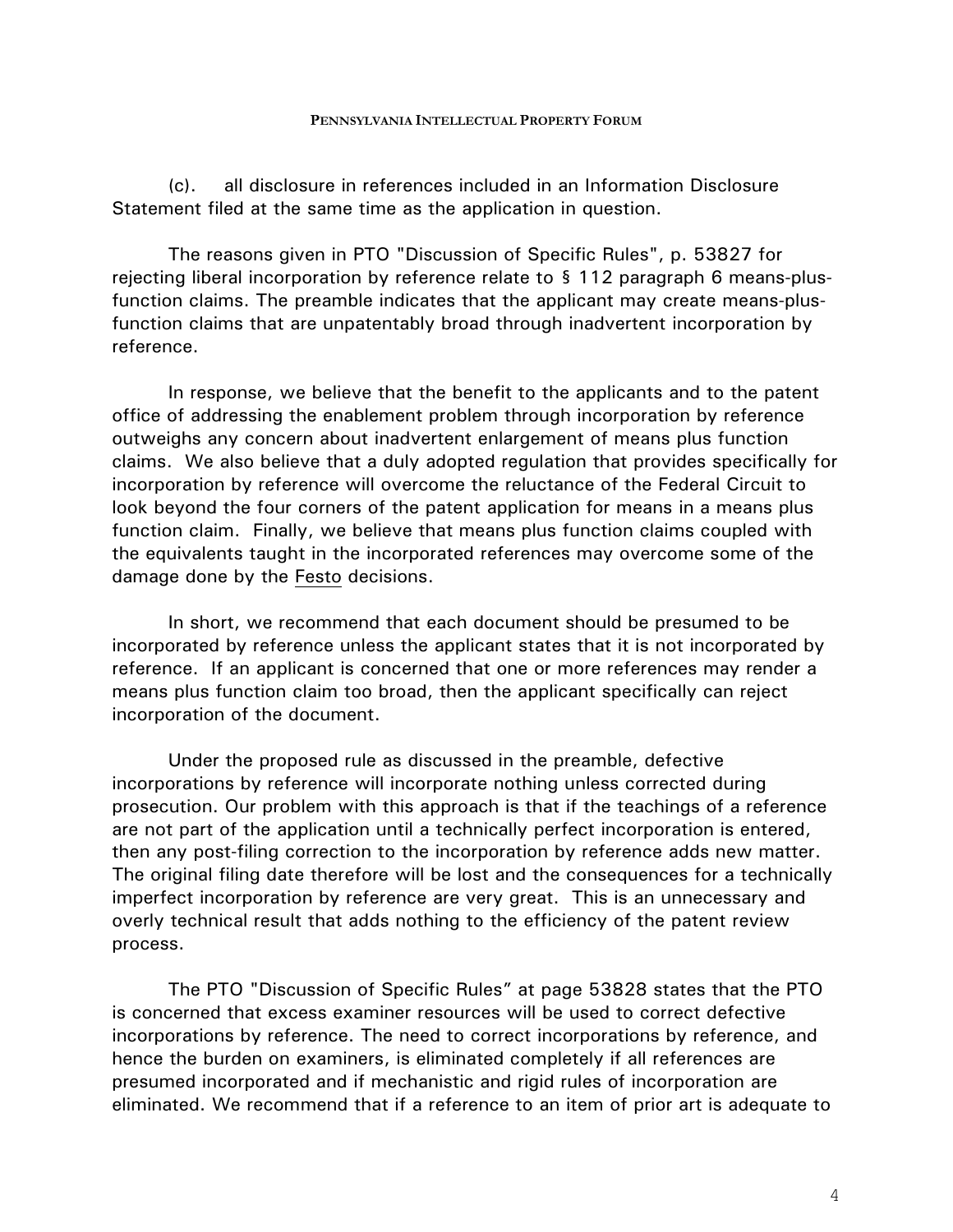(c). all disclosure in references included in an Information Disclosure Statement filed at the same time as the application in question.

The reasons given in PTO "Discussion of Specific Rules", p. 53827 for rejecting liberal incorporation by reference relate to § 112 paragraph 6 means-plus-function claims. The preamble indicates that the applicant may create means-plus-function claims that are unpatentably broad through inadvertent incorporation by reference.

In response, we believe that the benefit to the applicants and to the patent office of addressing the enablement problem through incorporation by reference outweighs any concern about inadvertent enlargement of means plus function claims. We also believe that a duly adopted regulation that provides specifically for incorporation by reference will overcome the reluctance of the Federal Circuit to look beyond the four corners of the patent application for means in a means plus function claim. Finally, we believe that means plus function claims coupled with the equivalents taught in the incorporated references may overcome some of the damage done by the Festo decisions.

In short, we recommend that each document should be presumed to be incorporated by reference unless the applicant states that it is not incorporated by reference. If an applicant is concerned that one or more references may render a means plus function claim too broad, then the applicant specifically can reject incorporation of the document.

Under the proposed rule as discussed in the preamble, defective incorporations by reference will incorporate nothing unless corrected during prosecution. Our problem with this approach is that if the teachings of a reference are not part of the application until a technically perfect incorporation is entered, then any post-filing correction to the incorporation by reference adds new matter. The original filing date therefore will be lost and the consequences for a technically imperfect incorporation by reference are very great. This is an unnecessary and overly technical result that adds nothing to the efficiency of the patent review process.

The PTO "Discussion of Specific Rules" at page 53828 states that the PTO is concerned that excess examiner resources will be used to correct defective incorporations by reference. The need to correct incorporations by reference, and hence the burden on examiners, is eliminated completely if all references are presumed incorporated and if mechanistic and rigid rules of incorporation are eliminated. We recommend that if a reference to an item of prior art is adequate to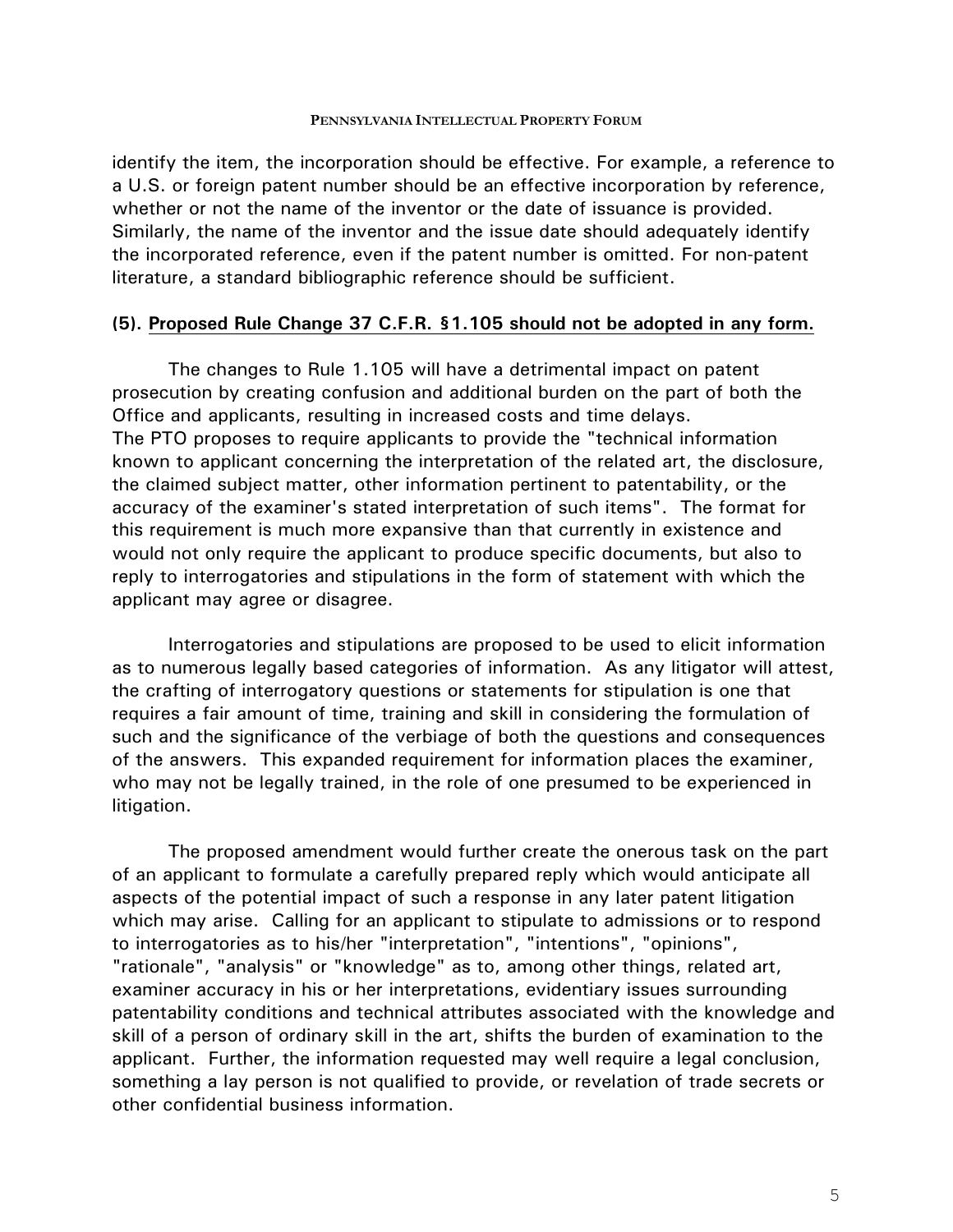identify the item, the incorporation should be effective. For example, a reference to a U.S. or foreign patent number should be an effective incorporation by reference, whether or not the name of the inventor or the date of issuance is provided. Similarly, the name of the inventor and the issue date should adequately identify the incorporated reference, even if the patent number is omitted. For non-patent literature, a standard bibliographic reference should be sufficient.

**(5). Proposed Rule Change 37 C.F.R. §1.105 should not be adopted in any form.**

The changes to Rule 1.105 will have a detrimental impact on patent prosecution by creating confusion and additional burden on the part of both the Office and applicants, resulting in increased costs and time delays. The PTO proposes to require applicants to provide the "technical information known to applicant concerning the interpretation of the related art, the disclosure, the claimed subject matter, other information pertinent to patentability, or the accuracy of the examiner's stated interpretation of such items". The format for this requirement is much more expansive than that currently in existence and would not only require the applicant to produce specific documents, but also to reply to interrogatories and stipulations in the form of statement with which the applicant may agree or disagree.

Interrogatories and stipulations are proposed to be used to elicit information as to numerous legally based categories of information. As any litigator will attest, the crafting of interrogatory questions or statements for stipulation is one that requires a fair amount of time, training and skill in considering the formulation of such and the significance of the verbiage of both the questions and consequences of the answers. This expanded requirement for information places the examiner, who may not be legally trained, in the role of one presumed to be experienced in litigation.

The proposed amendment would further create the onerous task on the part of an applicant to formulate a carefully prepared reply which would anticipate all aspects of the potential impact of such a response in any later patent litigation which may arise. Calling for an applicant to stipulate to admissions or to respond to interrogatories as to his/her "interpretation", "intentions", "opinions", "rationale", "analysis" or "knowledge" as to, among other things, related art, examiner accuracy in his or her interpretations, evidentiary issues surrounding patentability conditions and technical attributes associated with the knowledge and skill of a person of ordinary skill in the art, shifts the burden of examination to the applicant. Further, the information requested may well require a legal conclusion, something a lay person is not qualified to provide, or revelation of trade secrets or other confidential business information.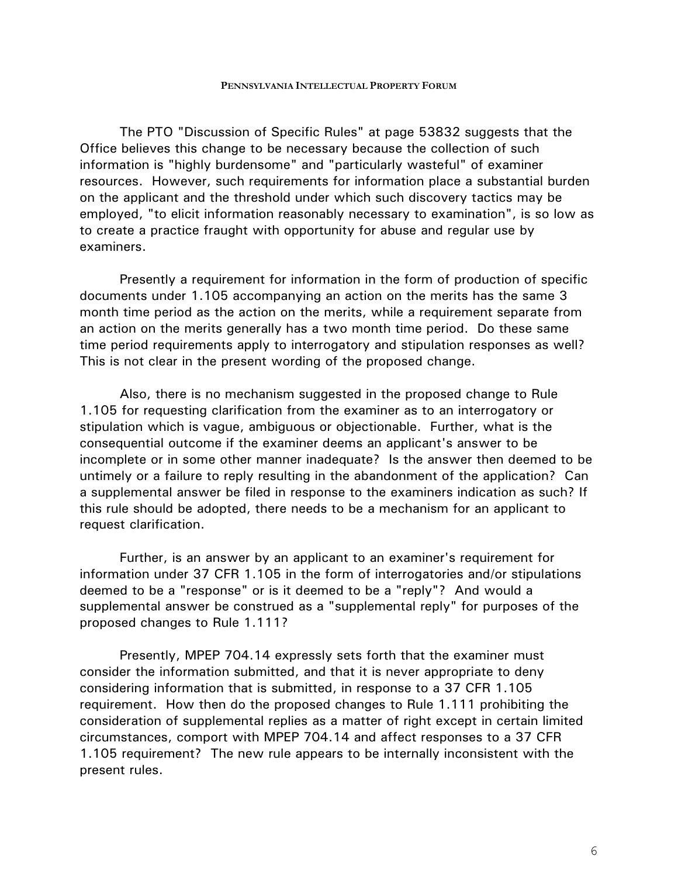The PTO "Discussion of Specific Rules" at page 53832 suggests that the Office believes this change to be necessary because the collection of such information is "highly burdensome" and "particularly wasteful" of examiner resources. However, such requirements for information place a substantial burden on the applicant and the threshold under which such discovery tactics may be employed, "to elicit information reasonably necessary to examination", is so low as to create a practice fraught with opportunity for abuse and regular use by examiners.

Presently a requirement for information in the form of production of specific documents under 1.105 accompanying an action on the merits has the same 3 month time period as the action on the merits, while a requirement separate from an action on the merits generally has a two month time period. Do these same time period requirements apply to interrogatory and stipulation responses as well? This is not clear in the present wording of the proposed change.

Also, there is no mechanism suggested in the proposed change to Rule 1.105 for requesting clarification from the examiner as to an interrogatory or stipulation which is vague, ambiguous or objectionable. Further, what is the consequential outcome if the examiner deems an applicant's answer to be incomplete or in some other manner inadequate? Is the answer then deemed to be untimely or a failure to reply resulting in the abandonment of the application? Can a supplemental answer be filed in response to the examiners indication as such? If this rule should be adopted, there needs to be a mechanism for an applicant to request clarification.

Further, is an answer by an applicant to an examiner's requirement for information under 37 CFR 1.105 in the form of interrogatories and/or stipulations deemed to be a "response" or is it deemed to be a "reply"? And would a supplemental answer be construed as a "supplemental reply" for purposes of the proposed changes to Rule 1.111?

Presently, MPEP 704.14 expressly sets forth that the examiner must consider the information submitted, and that it is never appropriate to deny considering information that is submitted, in response to a 37 CFR 1.105 requirement. How then do the proposed changes to Rule 1.111 prohibiting the consideration of supplemental replies as a matter of right except in certain limited circumstances, comport with MPEP 704.14 and affect responses to a 37 CFR 1.105 requirement? The new rule appears to be internally inconsistent with the present rules.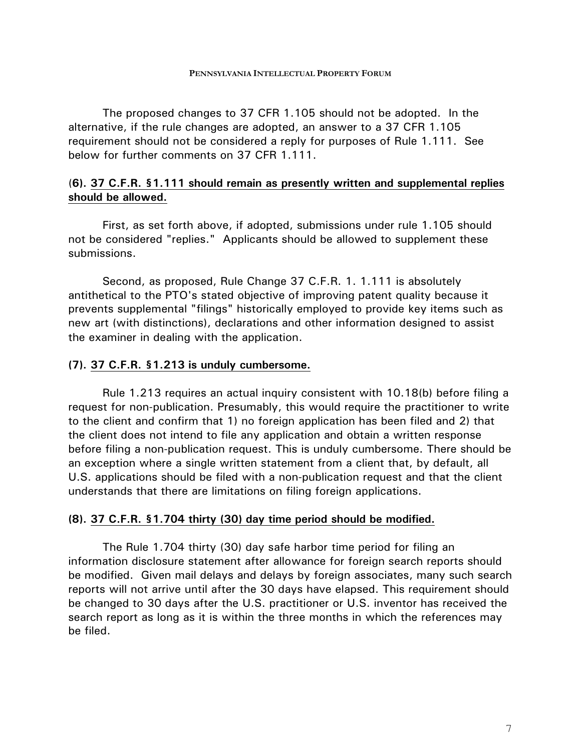The proposed changes to 37 CFR 1.105 should not be adopted. In the alternative, if the rule changes are adopted, an answer to a 37 CFR 1.105 requirement should not be considered a reply for purposes of Rule 1.111. See below for further comments on 37 CFR 1.111.

**(6). <u>37 C.F.R. §1.111 should remain as presently written and supplemental replies should be allowed.</u>**

First, as set forth above, if adopted, submissions under rule 1.105 should not be considered "replies." Applicants should be allowed to supplement these submissions.

Second, as proposed, Rule Change 37 C.F.R. 1. 1.111 is absolutely antithetical to the PTO's stated objective of improving patent quality because it prevents supplemental "filings" historically employed to provide key items such as new art (with distinctions), declarations and other information designed to assist the examiner in dealing with the application.

**(7). <u>37 C.F.R. §1.213 is unduly cumbersome.</u>**

Rule 1.213 requires an actual inquiry consistent with 10.18(b) before filing a request for non-publication. Presumably, this would require the practitioner to write to the client and confirm that 1) no foreign application has been filed and 2) that the client does not intend to file any application and obtain a written response before filing a non-publication request. This is unduly cumbersome. There should be an exception where a single written statement from a client that, by default, all U.S. applications should be filed with a non-publication request and that the client understands that there are limitations on filing foreign applications.

**(8). <u>37 C.F.R. §1.704 thirty (30) day time period should be modified.</u>**

The Rule 1.704 thirty (30) day safe harbor time period for filing an information disclosure statement after allowance for foreign search reports should be modified. Given mail delays and delays by foreign associates, many such search reports will not arrive until after the 30 days have elapsed. This requirement should be changed to 30 days after the U.S. practitioner or U.S. inventor has received the search report as long as it is within the three months in which the references may be filed.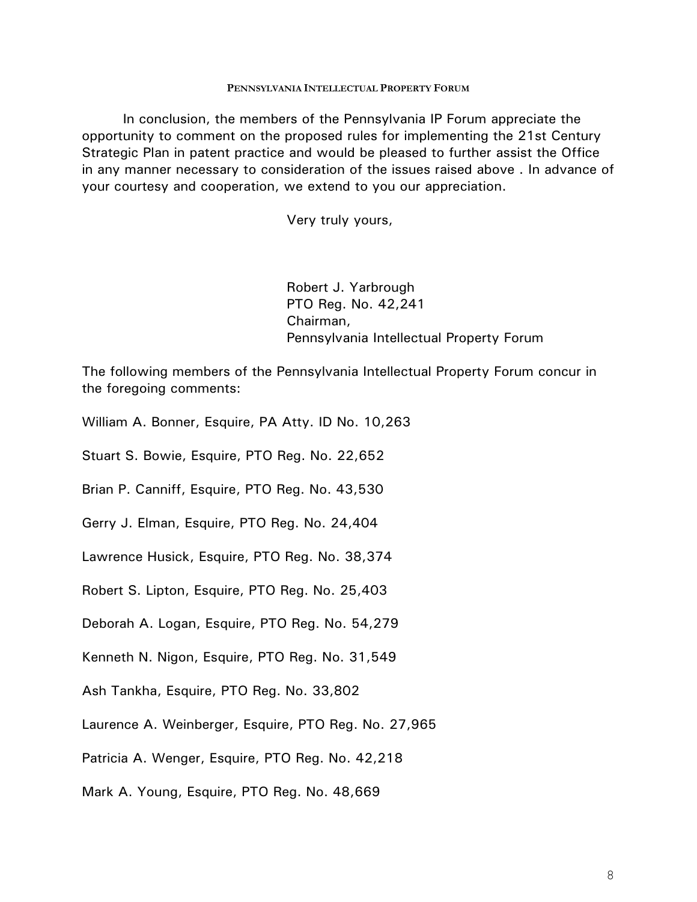In conclusion, the members of the Pennsylvania IP Forum appreciate the opportunity to comment on the proposed rules for implementing the 21st Century Strategic Plan in patent practice and would be pleased to further assist the Office in any manner necessary to consideration of the issues raised above . In advance of your courtesy and cooperation, we extend to you our appreciation.

Very truly yours,

Robert J. Yarbrough
PTO Reg. No. 42,241
Chairman,
Pennsylvania Intellectual Property Forum

The following members of the Pennsylvania Intellectual Property Forum concur in the foregoing comments:

William A. Bonner, Esquire, PA Atty. ID No. 10,263

Stuart S. Bowie, Esquire, PTO Reg. No. 22,652

Brian P. Canniff, Esquire, PTO Reg. No. 43,530

Gerry J. Elman, Esquire, PTO Reg. No. 24,404

Lawrence Husick, Esquire, PTO Reg. No. 38,374

Robert S. Lipton, Esquire, PTO Reg. No. 25,403

Deborah A. Logan, Esquire, PTO Reg. No. 54,279

Kenneth N. Nigon, Esquire, PTO Reg. No. 31,549

Ash Tankha, Esquire, PTO Reg. No. 33,802

Laurence A. Weinberger, Esquire, PTO Reg. No. 27,965

Patricia A. Wenger, Esquire, PTO Reg. No. 42,218

Mark A. Young, Esquire, PTO Reg. No. 48,669